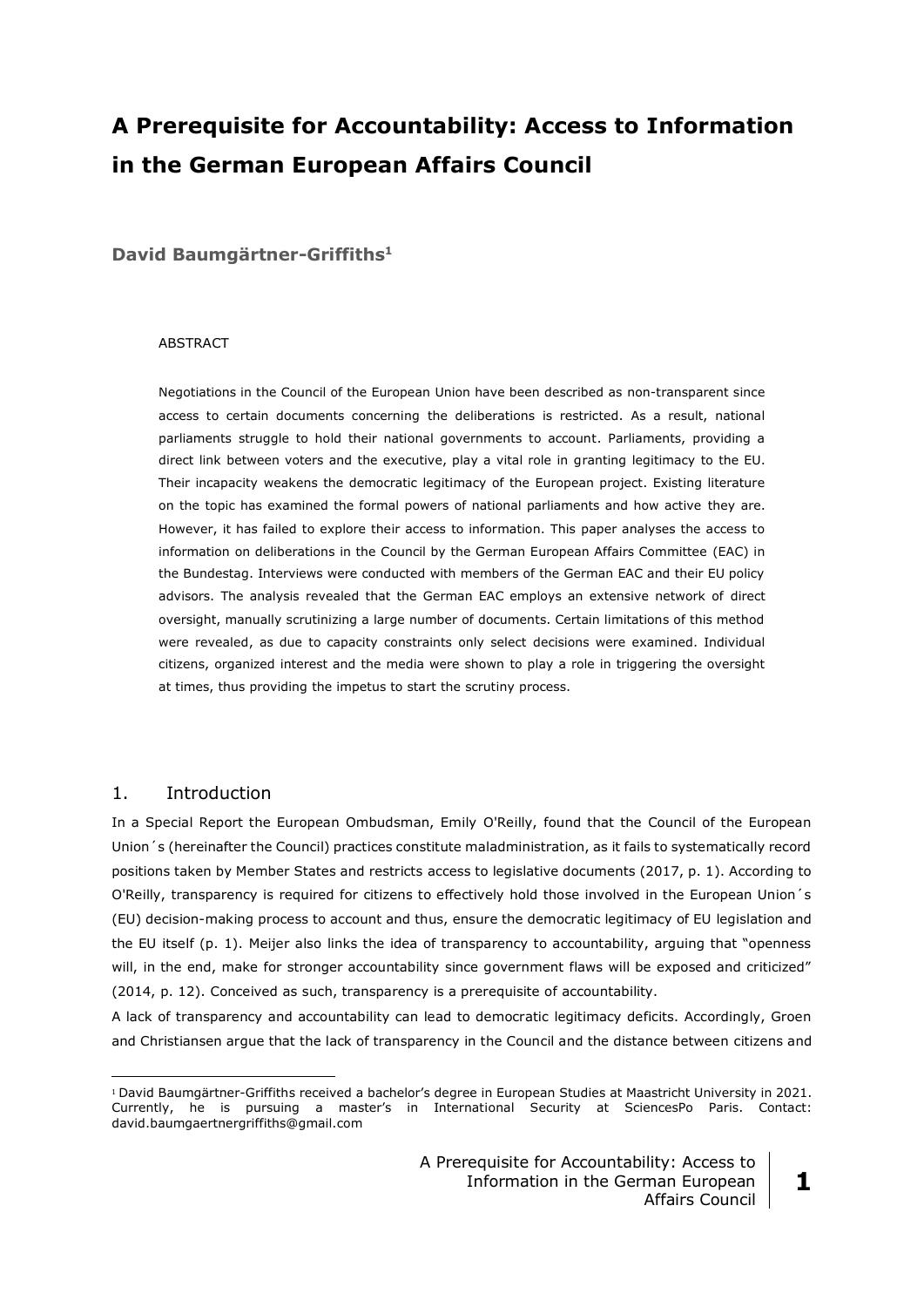# A Prerequisite for Accountability: Access to Information in the German European Affairs Council

**David Baumgärtner-Griffiths[1]**

ABSTRACT

Negotiations in the Council of the European Union have been described as non-transparent since access to certain documents concerning the deliberations is restricted. As a result, national parliaments struggle to hold their national governments to account. Parliaments, providing a direct link between voters and the executive, play a vital role in granting legitimacy to the EU. Their incapacity weakens the democratic legitimacy of the European project. Existing literature on the topic has examined the formal powers of national parliaments and how active they are. However, it has failed to explore their access to information. This paper analyses the access to information on deliberations in the Council by the German European Affairs Committee (EAC) in the Bundestag. Interviews were conducted with members of the German EAC and their EU policy advisors. The analysis revealed that the German EAC employs an extensive network of direct oversight, manually scrutinizing a large number of documents. Certain limitations of this method were revealed, as due to capacity constraints only select decisions were examined. Individual citizens, organized interest and the media were shown to play a role in triggering the oversight at times, thus providing the impetus to start the scrutiny process.

## 1. Introduction

In a Special Report the European Ombudsman, Emily O'Reilly, found that the Council of the European Union´s (hereinafter the Council) practices constitute maladministration, as it fails to systematically record positions taken by Member States and restricts access to legislative documents (2017, p. 1). According to O'Reilly, transparency is required for citizens to effectively hold those involved in the European Union´s (EU) decision-making process to account and thus, ensure the democratic legitimacy of EU legislation and the EU itself (p. 1). Meijer also links the idea of transparency to accountability, arguing that "openness will, in the end, make for stronger accountability since government flaws will be exposed and criticized" (2014, p. 12). Conceived as such, transparency is a prerequisite of accountability.

A lack of transparency and accountability can lead to democratic legitimacy deficits. Accordingly, Groen and Christiansen argue that the lack of transparency in the Council and the distance between citizens and

---

[1] David Baumgärtner-Griffiths received a bachelor's degree in European Studies at Maastricht University in 2021. Currently, he is pursuing a master's in International Security at SciencesPo Paris. Contact: david.baumgaertnergriffiths@gmail.com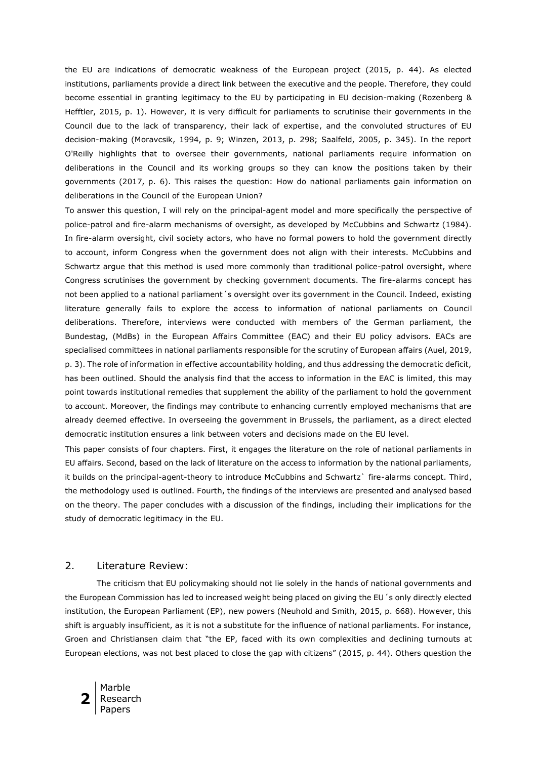the EU are indications of democratic weakness of the European project (2015, p. 44). As elected institutions, parliaments provide a direct link between the executive and the people. Therefore, they could become essential in granting legitimacy to the EU by participating in EU decision-making (Rozenberg & Hefftler, 2015, p. 1). However, it is very difficult for parliaments to scrutinise their governments in the Council due to the lack of transparency, their lack of expertise, and the convoluted structures of EU decision-making (Moravcsik, 1994, p. 9; Winzen, 2013, p. 298; Saalfeld, 2005, p. 345). In the report O'Reilly highlights that to oversee their governments, national parliaments require information on deliberations in the Council and its working groups so they can know the positions taken by their governments (2017, p. 6). This raises the question: How do national parliaments gain information on deliberations in the Council of the European Union?

To answer this question, I will rely on the principal-agent model and more specifically the perspective of police-patrol and fire-alarm mechanisms of oversight, as developed by McCubbins and Schwartz (1984). In fire-alarm oversight, civil society actors, who have no formal powers to hold the government directly to account, inform Congress when the government does not align with their interests. McCubbins and Schwartz argue that this method is used more commonly than traditional police-patrol oversight, where Congress scrutinises the government by checking government documents. The fire-alarms concept has not been applied to a national parliament´s oversight over its government in the Council. Indeed, existing literature generally fails to explore the access to information of national parliaments on Council deliberations. Therefore, interviews were conducted with members of the German parliament, the Bundestag, (MdBs) in the European Affairs Committee (EAC) and their EU policy advisors. EACs are specialised committees in national parliaments responsible for the scrutiny of European affairs (Auel, 2019, p. 3). The role of information in effective accountability holding, and thus addressing the democratic deficit, has been outlined. Should the analysis find that the access to information in the EAC is limited, this may point towards institutional remedies that supplement the ability of the parliament to hold the government to account. Moreover, the findings may contribute to enhancing currently employed mechanisms that are already deemed effective. In overseeing the government in Brussels, the parliament, as a direct elected democratic institution ensures a link between voters and decisions made on the EU level.

This paper consists of four chapters. First, it engages the literature on the role of national parliaments in EU affairs. Second, based on the lack of literature on the access to information by the national parliaments, it builds on the principal-agent-theory to introduce McCubbins and Schwartz` fire-alarms concept. Third, the methodology used is outlined. Fourth, the findings of the interviews are presented and analysed based on the theory. The paper concludes with a discussion of the findings, including their implications for the study of democratic legitimacy in the EU.

## 2. Literature Review:

The criticism that EU policymaking should not lie solely in the hands of national governments and the European Commission has led to increased weight being placed on giving the EU´s only directly elected institution, the European Parliament (EP), new powers (Neuhold and Smith, 2015, p. 668). However, this shift is arguably insufficient, as it is not a substitute for the influence of national parliaments. For instance, Groen and Christiansen claim that "the EP, faced with its own complexities and declining turnouts at European elections, was not best placed to close the gap with citizens" (2015, p. 44). Others question the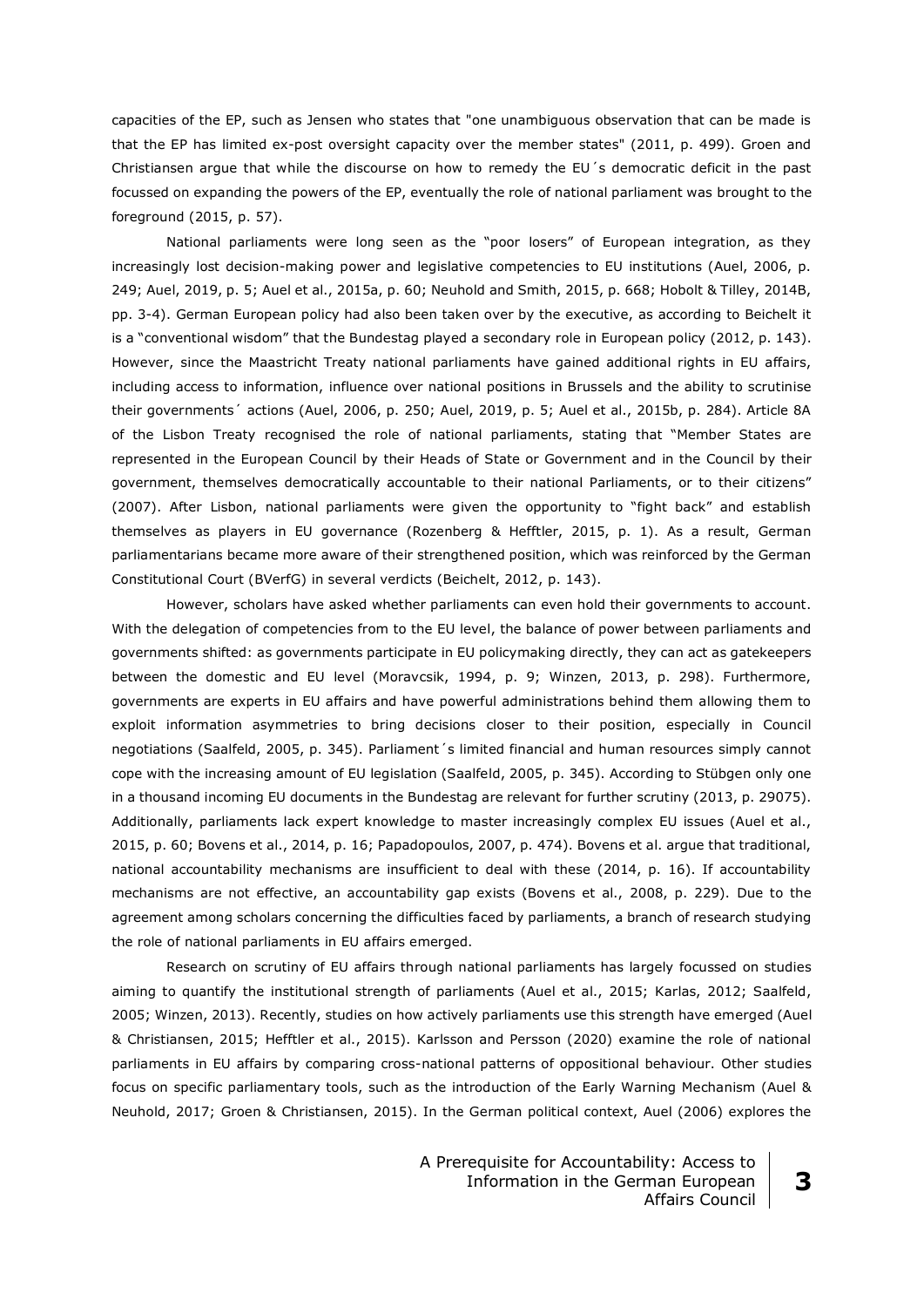capacities of the EP, such as Jensen who states that "one unambiguous observation that can be made is that the EP has limited ex-post oversight capacity over the member states" (2011, p. 499). Groen and Christiansen argue that while the discourse on how to remedy the EU´s democratic deficit in the past focussed on expanding the powers of the EP, eventually the role of national parliament was brought to the foreground (2015, p. 57).

National parliaments were long seen as the "poor losers" of European integration, as they increasingly lost decision-making power and legislative competencies to EU institutions (Auel, 2006, p. 249; Auel, 2019, p. 5; Auel et al., 2015a, p. 60; Neuhold and Smith, 2015, p. 668; Hobolt & Tilley, 2014B, pp. 3-4). German European policy had also been taken over by the executive, as according to Beichelt it is a "conventional wisdom" that the Bundestag played a secondary role in European policy (2012, p. 143). However, since the Maastricht Treaty national parliaments have gained additional rights in EU affairs, including access to information, influence over national positions in Brussels and the ability to scrutinise their governments´ actions (Auel, 2006, p. 250; Auel, 2019, p. 5; Auel et al., 2015b, p. 284). Article 8A of the Lisbon Treaty recognised the role of national parliaments, stating that "Member States are represented in the European Council by their Heads of State or Government and in the Council by their government, themselves democratically accountable to their national Parliaments, or to their citizens" (2007). After Lisbon, national parliaments were given the opportunity to "fight back" and establish themselves as players in EU governance (Rozenberg & Hefftler, 2015, p. 1). As a result, German parliamentarians became more aware of their strengthened position, which was reinforced by the German Constitutional Court (BVerfG) in several verdicts (Beichelt, 2012, p. 143).

However, scholars have asked whether parliaments can even hold their governments to account. With the delegation of competencies from to the EU level, the balance of power between parliaments and governments shifted: as governments participate in EU policymaking directly, they can act as gatekeepers between the domestic and EU level (Moravcsik, 1994, p. 9; Winzen, 2013, p. 298). Furthermore, governments are experts in EU affairs and have powerful administrations behind them allowing them to exploit information asymmetries to bring decisions closer to their position, especially in Council negotiations (Saalfeld, 2005, p. 345). Parliament´s limited financial and human resources simply cannot cope with the increasing amount of EU legislation (Saalfeld, 2005, p. 345). According to Stübgen only one in a thousand incoming EU documents in the Bundestag are relevant for further scrutiny (2013, p. 29075). Additionally, parliaments lack expert knowledge to master increasingly complex EU issues (Auel et al., 2015, p. 60; Bovens et al., 2014, p. 16; Papadopoulos, 2007, p. 474). Bovens et al. argue that traditional, national accountability mechanisms are insufficient to deal with these (2014, p. 16). If accountability mechanisms are not effective, an accountability gap exists (Bovens et al., 2008, p. 229). Due to the agreement among scholars concerning the difficulties faced by parliaments, a branch of research studying the role of national parliaments in EU affairs emerged.

Research on scrutiny of EU affairs through national parliaments has largely focussed on studies aiming to quantify the institutional strength of parliaments (Auel et al., 2015; Karlas, 2012; Saalfeld, 2005; Winzen, 2013). Recently, studies on how actively parliaments use this strength have emerged (Auel & Christiansen, 2015; Hefftler et al., 2015). Karlsson and Persson (2020) examine the role of national parliaments in EU affairs by comparing cross-national patterns of oppositional behaviour. Other studies focus on specific parliamentary tools, such as the introduction of the Early Warning Mechanism (Auel & Neuhold, 2017; Groen & Christiansen, 2015). In the German political context, Auel (2006) explores the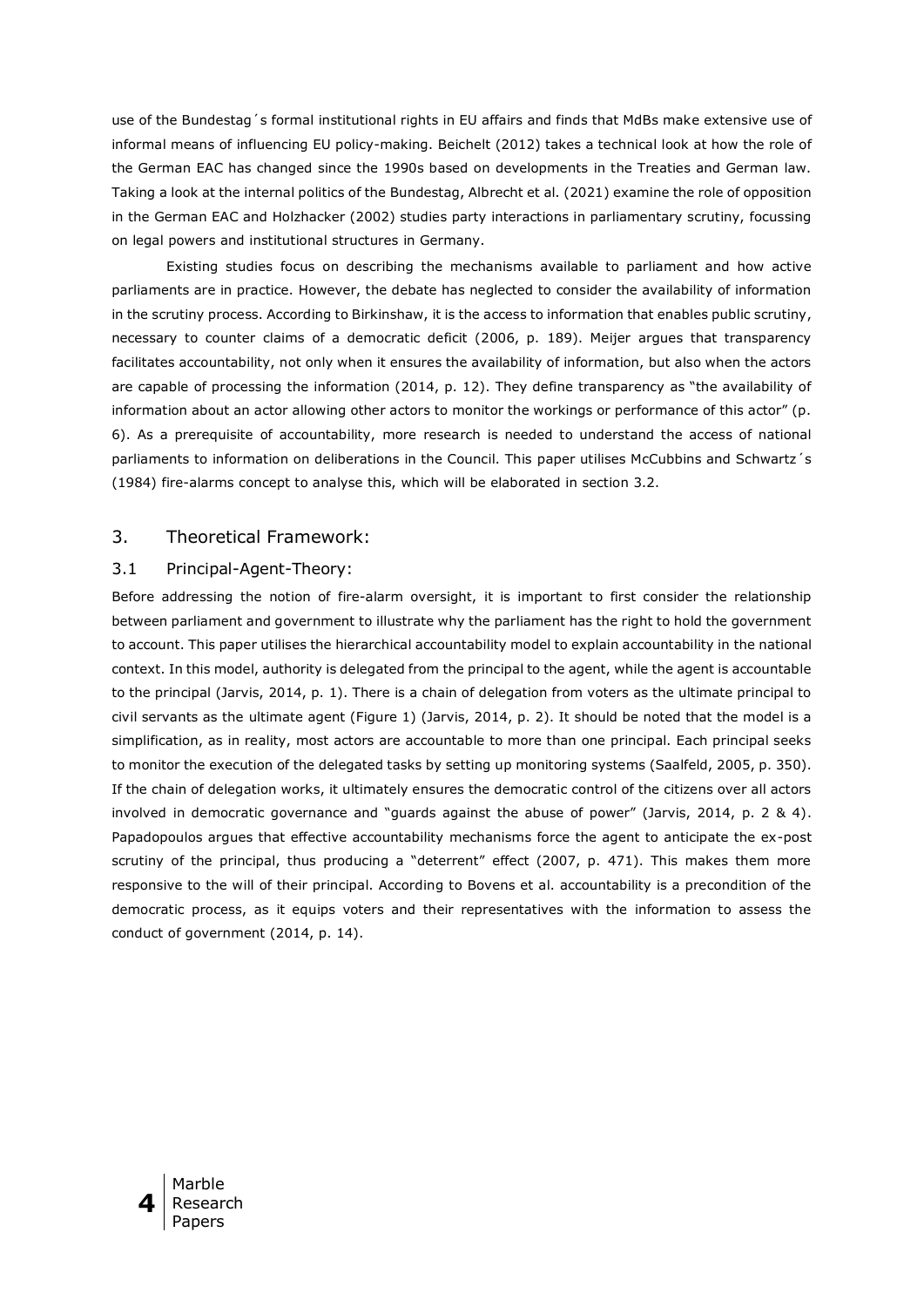use of the Bundestag´s formal institutional rights in EU affairs and finds that MdBs make extensive use of informal means of influencing EU policy-making. Beichelt (2012) takes a technical look at how the role of the German EAC has changed since the 1990s based on developments in the Treaties and German law. Taking a look at the internal politics of the Bundestag, Albrecht et al. (2021) examine the role of opposition in the German EAC and Holzhacker (2002) studies party interactions in parliamentary scrutiny, focussing on legal powers and institutional structures in Germany.

Existing studies focus on describing the mechanisms available to parliament and how active parliaments are in practice. However, the debate has neglected to consider the availability of information in the scrutiny process. According to Birkinshaw, it is the access to information that enables public scrutiny, necessary to counter claims of a democratic deficit (2006, p. 189). Meijer argues that transparency facilitates accountability, not only when it ensures the availability of information, but also when the actors are capable of processing the information (2014, p. 12). They define transparency as "the availability of information about an actor allowing other actors to monitor the workings or performance of this actor" (p. 6). As a prerequisite of accountability, more research is needed to understand the access of national parliaments to information on deliberations in the Council. This paper utilises McCubbins and Schwartz´s (1984) fire-alarms concept to analyse this, which will be elaborated in section 3.2.

## 3. Theoretical Framework:

### 3.1 Principal-Agent-Theory:

Before addressing the notion of fire-alarm oversight, it is important to first consider the relationship between parliament and government to illustrate why the parliament has the right to hold the government to account. This paper utilises the hierarchical accountability model to explain accountability in the national context. In this model, authority is delegated from the principal to the agent, while the agent is accountable to the principal (Jarvis, 2014, p. 1). There is a chain of delegation from voters as the ultimate principal to civil servants as the ultimate agent (Figure 1) (Jarvis, 2014, p. 2). It should be noted that the model is a simplification, as in reality, most actors are accountable to more than one principal. Each principal seeks to monitor the execution of the delegated tasks by setting up monitoring systems (Saalfeld, 2005, p. 350). If the chain of delegation works, it ultimately ensures the democratic control of the citizens over all actors involved in democratic governance and "guards against the abuse of power" (Jarvis, 2014, p. 2 & 4). Papadopoulos argues that effective accountability mechanisms force the agent to anticipate the ex-post scrutiny of the principal, thus producing a "deterrent" effect (2007, p. 471). This makes them more responsive to the will of their principal. According to Bovens et al. accountability is a precondition of the democratic process, as it equips voters and their representatives with the information to assess the conduct of government (2014, p. 14).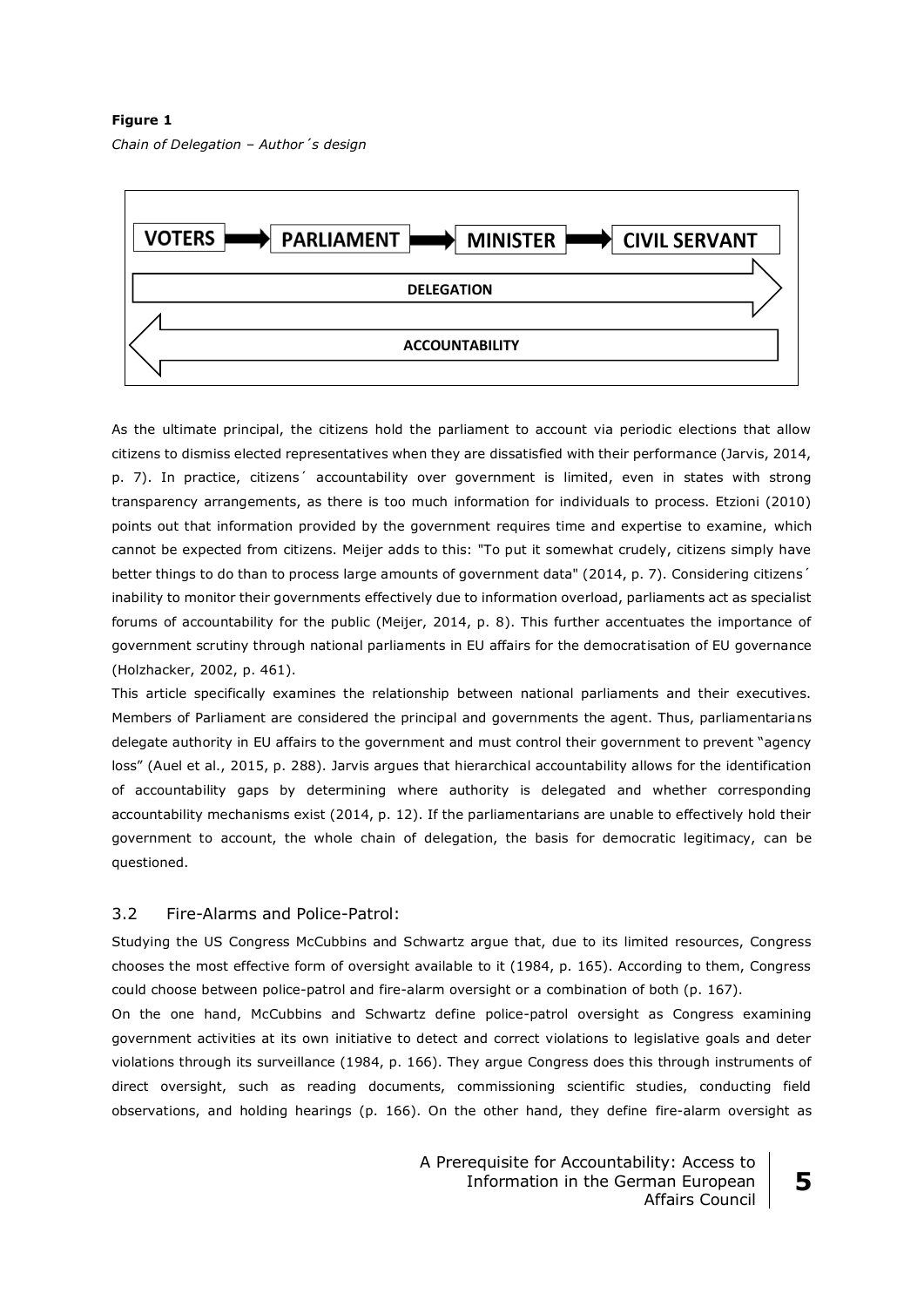**Figure 1**

*Chain of Delegation – Author´s design*

VOTERS → PARLIAMENT → MINISTER → CIVIL SERVANT

DELEGATION →

← ACCOUNTABILITY

As the ultimate principal, the citizens hold the parliament to account via periodic elections that allow citizens to dismiss elected representatives when they are dissatisfied with their performance (Jarvis, 2014, p. 7). In practice, citizens´ accountability over government is limited, even in states with strong transparency arrangements, as there is too much information for individuals to process. Etzioni (2010) points out that information provided by the government requires time and expertise to examine, which cannot be expected from citizens. Meijer adds to this: "To put it somewhat crudely, citizens simply have better things to do than to process large amounts of government data" (2014, p. 7). Considering citizens´ inability to monitor their governments effectively due to information overload, parliaments act as specialist forums of accountability for the public (Meijer, 2014, p. 8). This further accentuates the importance of government scrutiny through national parliaments in EU affairs for the democratisation of EU governance (Holzhacker, 2002, p. 461).

This article specifically examines the relationship between national parliaments and their executives. Members of Parliament are considered the principal and governments the agent. Thus, parliamentarians delegate authority in EU affairs to the government and must control their government to prevent "agency loss" (Auel et al., 2015, p. 288). Jarvis argues that hierarchical accountability allows for the identification of accountability gaps by determining where authority is delegated and whether corresponding accountability mechanisms exist (2014, p. 12). If the parliamentarians are unable to effectively hold their government to account, the whole chain of delegation, the basis for democratic legitimacy, can be questioned.

## 3.2 Fire-Alarms and Police-Patrol:

Studying the US Congress McCubbins and Schwartz argue that, due to its limited resources, Congress chooses the most effective form of oversight available to it (1984, p. 165). According to them, Congress could choose between police-patrol and fire-alarm oversight or a combination of both (p. 167).

On the one hand, McCubbins and Schwartz define police-patrol oversight as Congress examining government activities at its own initiative to detect and correct violations to legislative goals and deter violations through its surveillance (1984, p. 166). They argue Congress does this through instruments of direct oversight, such as reading documents, commissioning scientific studies, conducting field observations, and holding hearings (p. 166). On the other hand, they define fire-alarm oversight as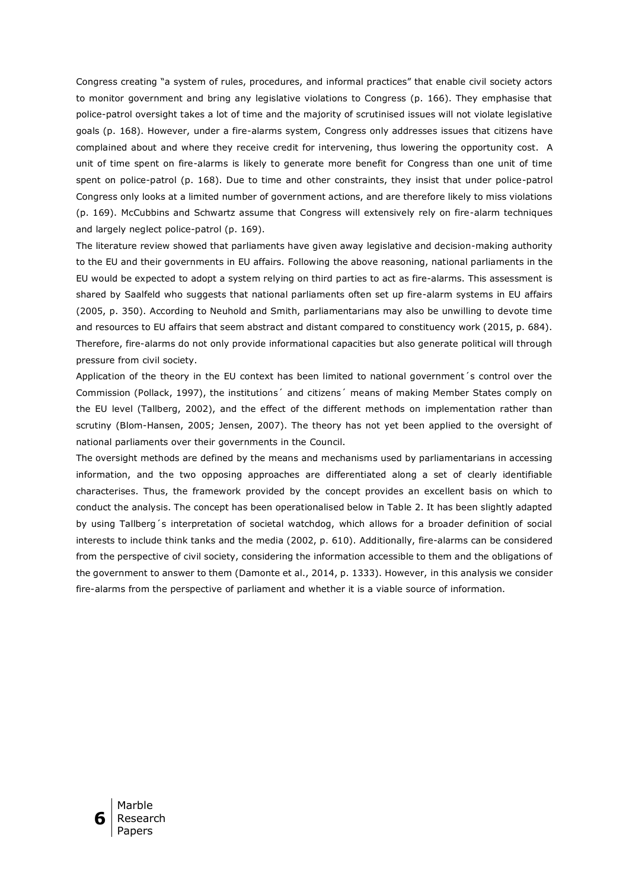Congress creating "a system of rules, procedures, and informal practices" that enable civil society actors to monitor government and bring any legislative violations to Congress (p. 166). They emphasise that police-patrol oversight takes a lot of time and the majority of scrutinised issues will not violate legislative goals (p. 168). However, under a fire-alarms system, Congress only addresses issues that citizens have complained about and where they receive credit for intervening, thus lowering the opportunity cost. A unit of time spent on fire-alarms is likely to generate more benefit for Congress than one unit of time spent on police-patrol (p. 168). Due to time and other constraints, they insist that under police-patrol Congress only looks at a limited number of government actions, and are therefore likely to miss violations (p. 169). McCubbins and Schwartz assume that Congress will extensively rely on fire-alarm techniques and largely neglect police-patrol (p. 169).

The literature review showed that parliaments have given away legislative and decision-making authority to the EU and their governments in EU affairs. Following the above reasoning, national parliaments in the EU would be expected to adopt a system relying on third parties to act as fire-alarms. This assessment is shared by Saalfeld who suggests that national parliaments often set up fire-alarm systems in EU affairs (2005, p. 350). According to Neuhold and Smith, parliamentarians may also be unwilling to devote time and resources to EU affairs that seem abstract and distant compared to constituency work (2015, p. 684). Therefore, fire-alarms do not only provide informational capacities but also generate political will through pressure from civil society.

Application of the theory in the EU context has been limited to national government´s control over the Commission (Pollack, 1997), the institutions´ and citizens´ means of making Member States comply on the EU level (Tallberg, 2002), and the effect of the different methods on implementation rather than scrutiny (Blom-Hansen, 2005; Jensen, 2007). The theory has not yet been applied to the oversight of national parliaments over their governments in the Council.

The oversight methods are defined by the means and mechanisms used by parliamentarians in accessing information, and the two opposing approaches are differentiated along a set of clearly identifiable characterises. Thus, the framework provided by the concept provides an excellent basis on which to conduct the analysis. The concept has been operationalised below in Table 2. It has been slightly adapted by using Tallberg´s interpretation of societal watchdog, which allows for a broader definition of social interests to include think tanks and the media (2002, p. 610). Additionally, fire-alarms can be considered from the perspective of civil society, considering the information accessible to them and the obligations of the government to answer to them (Damonte et al., 2014, p. 1333). However, in this analysis we consider fire-alarms from the perspective of parliament and whether it is a viable source of information.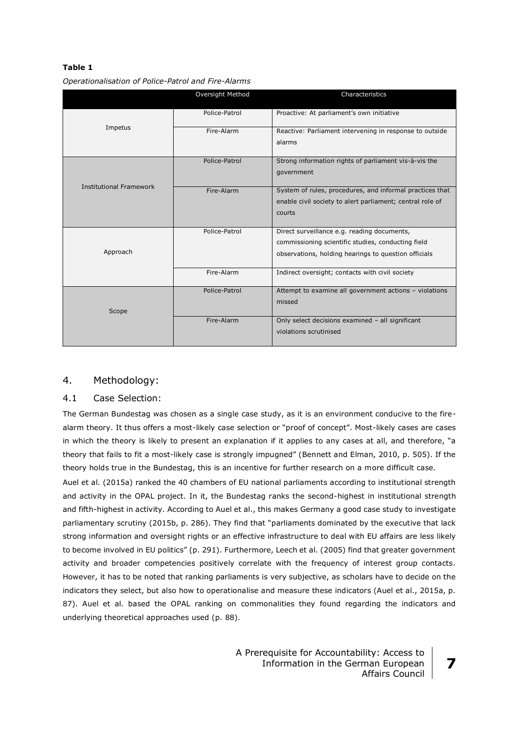**Table 1**

*Operationalisation of Police-Patrol and Fire-Alarms*

| | Oversight Method | Characteristics |
|---|---|---|
| Impetus | Police-Patrol | Proactive: At parliament's own initiative |
| | Fire-Alarm | Reactive: Parliament intervening in response to outside alarms |
| Institutional Framework | Police-Patrol | Strong information rights of parliament vis-à-vis the government |
| | Fire-Alarm | System of rules, procedures, and informal practices that enable civil society to alert parliament; central role of courts |
| Approach | Police-Patrol | Direct surveillance e.g. reading documents, commissioning scientific studies, conducting field observations, holding hearings to question officials |
| | Fire-Alarm | Indirect oversight; contacts with civil society |
| Scope | Police-Patrol | Attempt to examine all government actions – violations missed |
| | Fire-Alarm | Only select decisions examined – all significant violations scrutinised |

## 4. Methodology:

### 4.1 Case Selection:

The German Bundestag was chosen as a single case study, as it is an environment conducive to the fire-alarm theory. It thus offers a most-likely case selection or "proof of concept". Most-likely cases are cases in which the theory is likely to present an explanation if it applies to any cases at all, and therefore, "a theory that fails to fit a most-likely case is strongly impugned" (Bennett and Elman, 2010, p. 505). If the theory holds true in the Bundestag, this is an incentive for further research on a more difficult case.

Auel et al. (2015a) ranked the 40 chambers of EU national parliaments according to institutional strength and activity in the OPAL project. In it, the Bundestag ranks the second-highest in institutional strength and fifth-highest in activity. According to Auel et al., this makes Germany a good case study to investigate parliamentary scrutiny (2015b, p. 286). They find that "parliaments dominated by the executive that lack strong information and oversight rights or an effective infrastructure to deal with EU affairs are less likely to become involved in EU politics" (p. 291). Furthermore, Leech et al. (2005) find that greater government activity and broader competencies positively correlate with the frequency of interest group contacts. However, it has to be noted that ranking parliaments is very subjective, as scholars have to decide on the indicators they select, but also how to operationalise and measure these indicators (Auel et al., 2015a, p. 87). Auel et al. based the OPAL ranking on commonalities they found regarding the indicators and underlying theoretical approaches used (p. 88).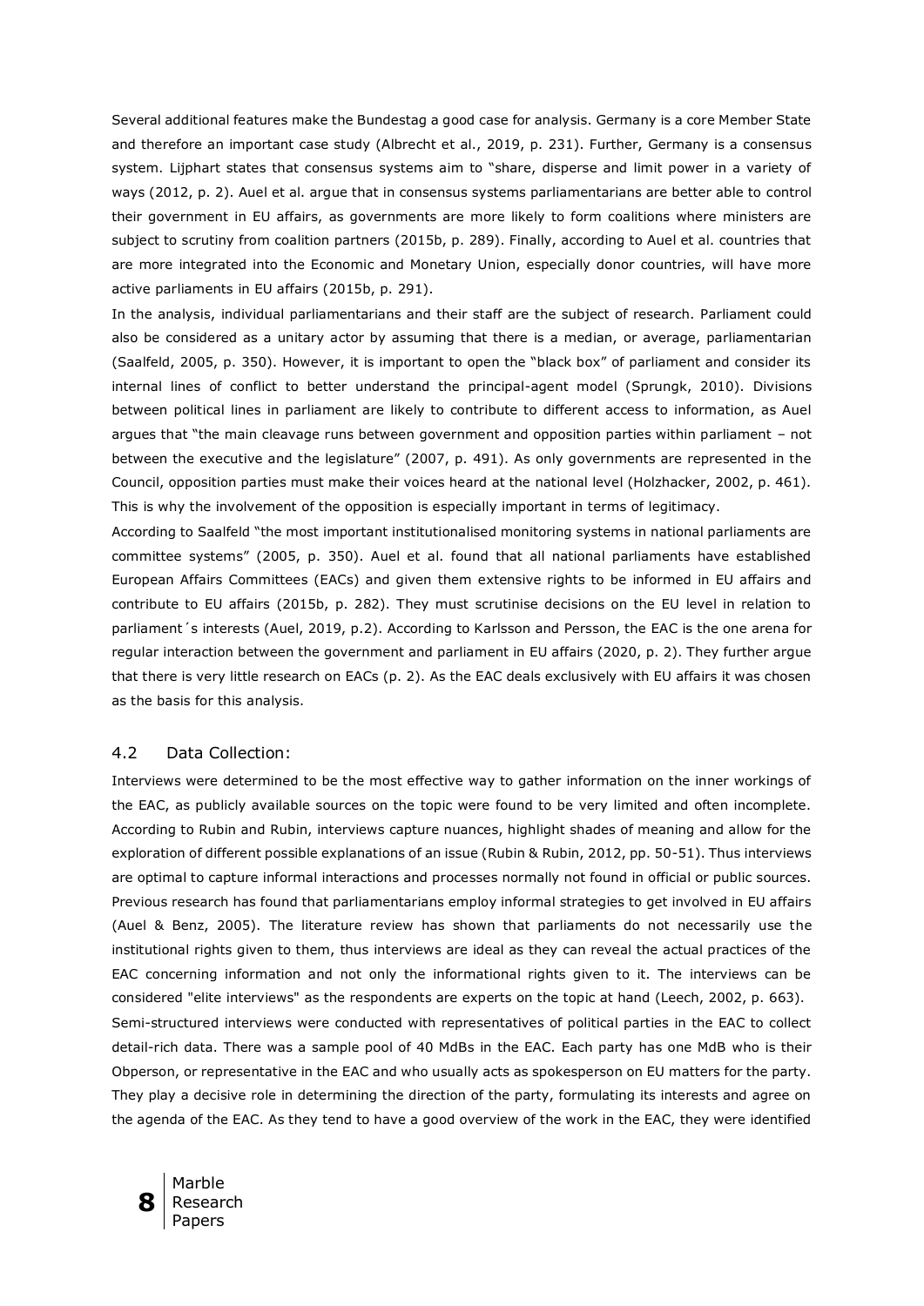Several additional features make the Bundestag a good case for analysis. Germany is a core Member State and therefore an important case study (Albrecht et al., 2019, p. 231). Further, Germany is a consensus system. Lijphart states that consensus systems aim to "share, disperse and limit power in a variety of ways (2012, p. 2). Auel et al. argue that in consensus systems parliamentarians are better able to control their government in EU affairs, as governments are more likely to form coalitions where ministers are subject to scrutiny from coalition partners (2015b, p. 289). Finally, according to Auel et al. countries that are more integrated into the Economic and Monetary Union, especially donor countries, will have more active parliaments in EU affairs (2015b, p. 291).

In the analysis, individual parliamentarians and their staff are the subject of research. Parliament could also be considered as a unitary actor by assuming that there is a median, or average, parliamentarian (Saalfeld, 2005, p. 350). However, it is important to open the "black box" of parliament and consider its internal lines of conflict to better understand the principal-agent model (Sprungk, 2010). Divisions between political lines in parliament are likely to contribute to different access to information, as Auel argues that "the main cleavage runs between government and opposition parties within parliament – not between the executive and the legislature" (2007, p. 491). As only governments are represented in the Council, opposition parties must make their voices heard at the national level (Holzhacker, 2002, p. 461). This is why the involvement of the opposition is especially important in terms of legitimacy.

According to Saalfeld "the most important institutionalised monitoring systems in national parliaments are committee systems" (2005, p. 350). Auel et al. found that all national parliaments have established European Affairs Committees (EACs) and given them extensive rights to be informed in EU affairs and contribute to EU affairs (2015b, p. 282). They must scrutinise decisions on the EU level in relation to parliament´s interests (Auel, 2019, p.2). According to Karlsson and Persson, the EAC is the one arena for regular interaction between the government and parliament in EU affairs (2020, p. 2). They further argue that there is very little research on EACs (p. 2). As the EAC deals exclusively with EU affairs it was chosen as the basis for this analysis.

## 4.2 Data Collection:

Interviews were determined to be the most effective way to gather information on the inner workings of the EAC, as publicly available sources on the topic were found to be very limited and often incomplete. According to Rubin and Rubin, interviews capture nuances, highlight shades of meaning and allow for the exploration of different possible explanations of an issue (Rubin & Rubin, 2012, pp. 50-51). Thus interviews are optimal to capture informal interactions and processes normally not found in official or public sources. Previous research has found that parliamentarians employ informal strategies to get involved in EU affairs (Auel & Benz, 2005). The literature review has shown that parliaments do not necessarily use the institutional rights given to them, thus interviews are ideal as they can reveal the actual practices of the EAC concerning information and not only the informational rights given to it. The interviews can be considered "elite interviews" as the respondents are experts on the topic at hand (Leech, 2002, p. 663).

Semi-structured interviews were conducted with representatives of political parties in the EAC to collect detail-rich data. There was a sample pool of 40 MdBs in the EAC. Each party has one MdB who is their Obperson, or representative in the EAC and who usually acts as spokesperson on EU matters for the party. They play a decisive role in determining the direction of the party, formulating its interests and agree on the agenda of the EAC. As they tend to have a good overview of the work in the EAC, they were identified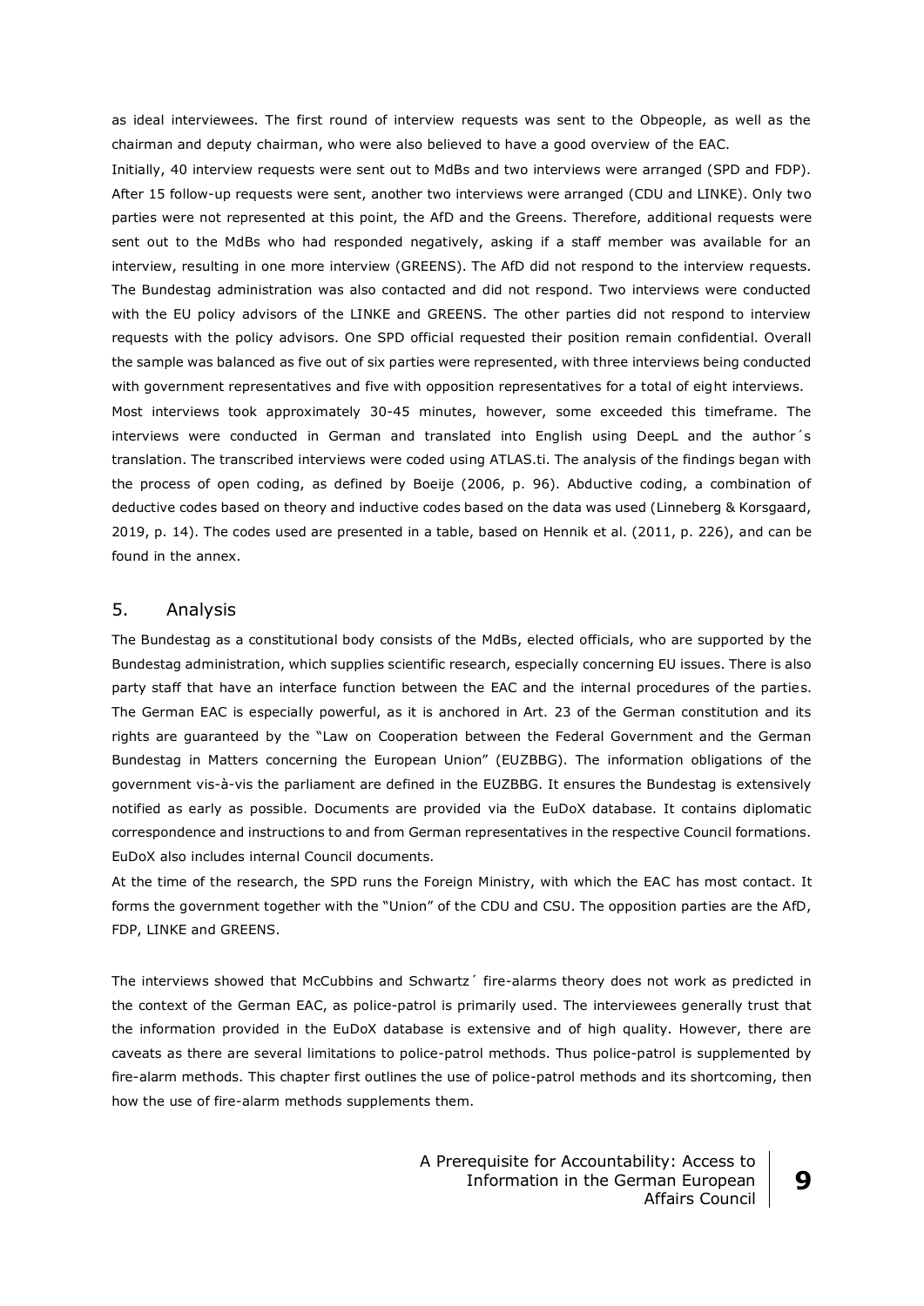as ideal interviewees. The first round of interview requests was sent to the Obpeople, as well as the chairman and deputy chairman, who were also believed to have a good overview of the EAC.

Initially, 40 interview requests were sent out to MdBs and two interviews were arranged (SPD and FDP). After 15 follow-up requests were sent, another two interviews were arranged (CDU and LINKE). Only two parties were not represented at this point, the AfD and the Greens. Therefore, additional requests were sent out to the MdBs who had responded negatively, asking if a staff member was available for an interview, resulting in one more interview (GREENS). The AfD did not respond to the interview requests. The Bundestag administration was also contacted and did not respond. Two interviews were conducted with the EU policy advisors of the LINKE and GREENS. The other parties did not respond to interview requests with the policy advisors. One SPD official requested their position remain confidential. Overall the sample was balanced as five out of six parties were represented, with three interviews being conducted with government representatives and five with opposition representatives for a total of eight interviews.

Most interviews took approximately 30-45 minutes, however, some exceeded this timeframe. The interviews were conducted in German and translated into English using DeepL and the author´s translation. The transcribed interviews were coded using ATLAS.ti. The analysis of the findings began with the process of open coding, as defined by Boeije (2006, p. 96). Abductive coding, a combination of deductive codes based on theory and inductive codes based on the data was used (Linneberg & Korsgaard, 2019, p. 14). The codes used are presented in a table, based on Hennik et al. (2011, p. 226), and can be found in the annex.

## 5. Analysis

The Bundestag as a constitutional body consists of the MdBs, elected officials, who are supported by the Bundestag administration, which supplies scientific research, especially concerning EU issues. There is also party staff that have an interface function between the EAC and the internal procedures of the parties. The German EAC is especially powerful, as it is anchored in Art. 23 of the German constitution and its rights are guaranteed by the "Law on Cooperation between the Federal Government and the German Bundestag in Matters concerning the European Union" (EUZBBG). The information obligations of the government vis-à-vis the parliament are defined in the EUZBBG. It ensures the Bundestag is extensively notified as early as possible. Documents are provided via the EuDoX database. It contains diplomatic correspondence and instructions to and from German representatives in the respective Council formations. EuDoX also includes internal Council documents.

At the time of the research, the SPD runs the Foreign Ministry, with which the EAC has most contact. It forms the government together with the "Union" of the CDU and CSU. The opposition parties are the AfD, FDP, LINKE and GREENS.

The interviews showed that McCubbins and Schwartz´ fire-alarms theory does not work as predicted in the context of the German EAC, as police-patrol is primarily used. The interviewees generally trust that the information provided in the EuDoX database is extensive and of high quality. However, there are caveats as there are several limitations to police-patrol methods. Thus police-patrol is supplemented by fire-alarm methods. This chapter first outlines the use of police-patrol methods and its shortcoming, then how the use of fire-alarm methods supplements them.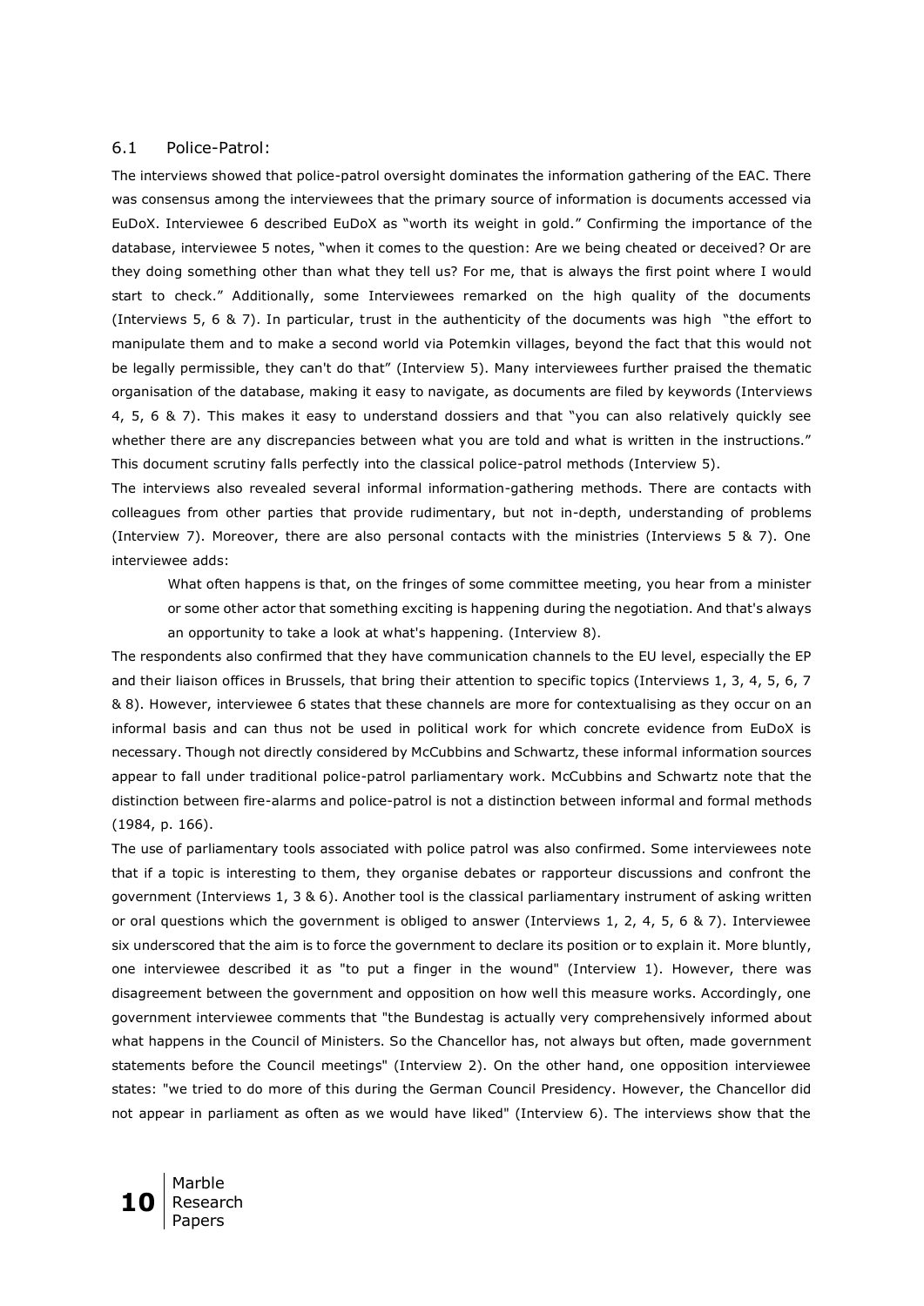### 6.1 Police-Patrol:

The interviews showed that police-patrol oversight dominates the information gathering of the EAC. There was consensus among the interviewees that the primary source of information is documents accessed via EuDoX. Interviewee 6 described EuDoX as "worth its weight in gold." Confirming the importance of the database, interviewee 5 notes, "when it comes to the question: Are we being cheated or deceived? Or are they doing something other than what they tell us? For me, that is always the first point where I would start to check." Additionally, some Interviewees remarked on the high quality of the documents (Interviews 5, 6 & 7). In particular, trust in the authenticity of the documents was high "the effort to manipulate them and to make a second world via Potemkin villages, beyond the fact that this would not be legally permissible, they can't do that" (Interview 5). Many interviewees further praised the thematic organisation of the database, making it easy to navigate, as documents are filed by keywords (Interviews 4, 5, 6 & 7). This makes it easy to understand dossiers and that "you can also relatively quickly see whether there are any discrepancies between what you are told and what is written in the instructions." This document scrutiny falls perfectly into the classical police-patrol methods (Interview 5).

The interviews also revealed several informal information-gathering methods. There are contacts with colleagues from other parties that provide rudimentary, but not in-depth, understanding of problems (Interview 7). Moreover, there are also personal contacts with the ministries (Interviews 5 & 7). One interviewee adds:

> What often happens is that, on the fringes of some committee meeting, you hear from a minister or some other actor that something exciting is happening during the negotiation. And that's always an opportunity to take a look at what's happening. (Interview 8).

The respondents also confirmed that they have communication channels to the EU level, especially the EP and their liaison offices in Brussels, that bring their attention to specific topics (Interviews 1, 3, 4, 5, 6, 7 & 8). However, interviewee 6 states that these channels are more for contextualising as they occur on an informal basis and can thus not be used in political work for which concrete evidence from EuDoX is necessary. Though not directly considered by McCubbins and Schwartz, these informal information sources appear to fall under traditional police-patrol parliamentary work. McCubbins and Schwartz note that the distinction between fire-alarms and police-patrol is not a distinction between informal and formal methods (1984, p. 166).

The use of parliamentary tools associated with police patrol was also confirmed. Some interviewees note that if a topic is interesting to them, they organise debates or rapporteur discussions and confront the government (Interviews 1, 3 & 6). Another tool is the classical parliamentary instrument of asking written or oral questions which the government is obliged to answer (Interviews 1, 2, 4, 5, 6 & 7). Interviewee six underscored that the aim is to force the government to declare its position or to explain it. More bluntly, one interviewee described it as "to put a finger in the wound" (Interview 1). However, there was disagreement between the government and opposition on how well this measure works. Accordingly, one government interviewee comments that "the Bundestag is actually very comprehensively informed about what happens in the Council of Ministers. So the Chancellor has, not always but often, made government statements before the Council meetings" (Interview 2). On the other hand, one opposition interviewee states: "we tried to do more of this during the German Council Presidency. However, the Chancellor did not appear in parliament as often as we would have liked" (Interview 6). The interviews show that the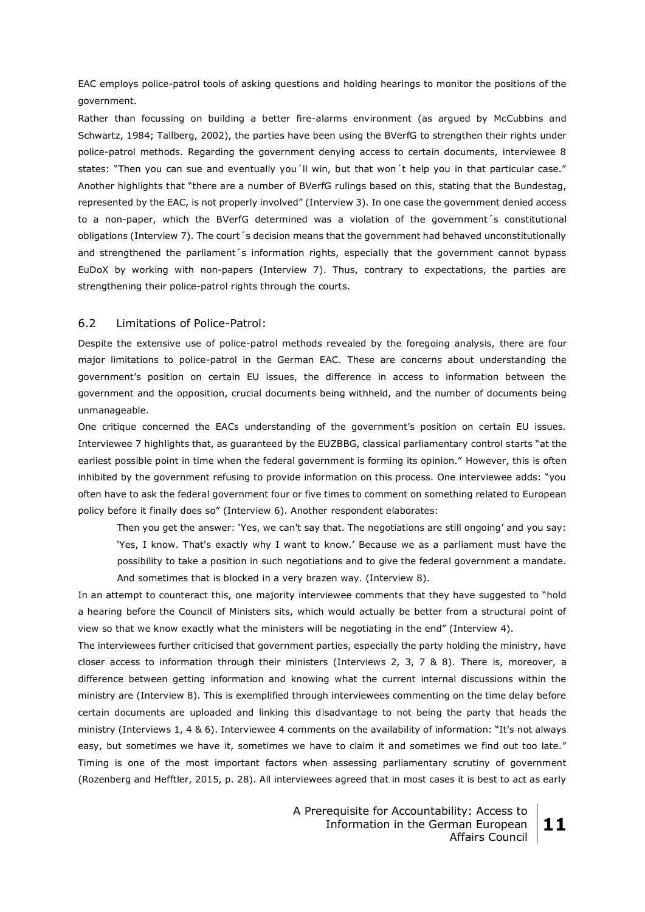EAC employs police-patrol tools of asking questions and holding hearings to monitor the positions of the government.

Rather than focussing on building a better fire-alarms environment (as argued by McCubbins and Schwartz, 1984; Tallberg, 2002), the parties have been using the BVerfG to strengthen their rights under police-patrol methods. Regarding the government denying access to certain documents, interviewee 8 states: "Then you can sue and eventually you´ll win, but that won´t help you in that particular case." Another highlights that "there are a number of BVerfG rulings based on this, stating that the Bundestag, represented by the EAC, is not properly involved" (Interview 3). In one case the government denied access to a non-paper, which the BVerfG determined was a violation of the government´s constitutional obligations (Interview 7). The court´s decision means that the government had behaved unconstitutionally and strengthened the parliament´s information rights, especially that the government cannot bypass EuDoX by working with non-papers (Interview 7). Thus, contrary to expectations, the parties are strengthening their police-patrol rights through the courts.

## 6.2 Limitations of Police-Patrol:

Despite the extensive use of police-patrol methods revealed by the foregoing analysis, there are four major limitations to police-patrol in the German EAC. These are concerns about understanding the government's position on certain EU issues, the difference in access to information between the government and the opposition, crucial documents being withheld, and the number of documents being unmanageable.

One critique concerned the EACs understanding of the government's position on certain EU issues. Interviewee 7 highlights that, as guaranteed by the EUZBBG, classical parliamentary control starts "at the earliest possible point in time when the federal government is forming its opinion." However, this is often inhibited by the government refusing to provide information on this process. One interviewee adds: "you often have to ask the federal government four or five times to comment on something related to European policy before it finally does so" (Interview 6). Another respondent elaborates:

> Then you get the answer: 'Yes, we can't say that. The negotiations are still ongoing' and you say: 'Yes, I know. That's exactly why I want to know.' Because we as a parliament must have the possibility to take a position in such negotiations and to give the federal government a mandate. And sometimes that is blocked in a very brazen way. (Interview 8).

In an attempt to counteract this, one majority interviewee comments that they have suggested to "hold a hearing before the Council of Ministers sits, which would actually be better from a structural point of view so that we know exactly what the ministers will be negotiating in the end" (Interview 4).

The interviewees further criticised that government parties, especially the party holding the ministry, have closer access to information through their ministers (Interviews 2, 3, 7 & 8). There is, moreover, a difference between getting information and knowing what the current internal discussions within the ministry are (Interview 8). This is exemplified through interviewees commenting on the time delay before certain documents are uploaded and linking this disadvantage to not being the party that heads the ministry (Interviews 1, 4 & 6). Interviewee 4 comments on the availability of information: "It's not always easy, but sometimes we have it, sometimes we have to claim it and sometimes we find out too late." Timing is one of the most important factors when assessing parliamentary scrutiny of government (Rozenberg and Hefftler, 2015, p. 28). All interviewees agreed that in most cases it is best to act as early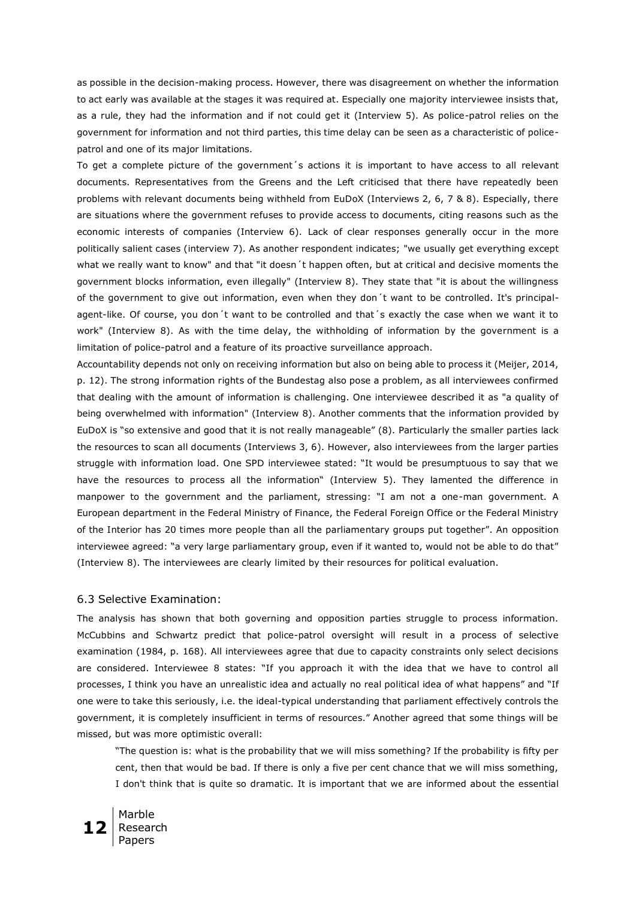as possible in the decision-making process. However, there was disagreement on whether the information to act early was available at the stages it was required at. Especially one majority interviewee insists that, as a rule, they had the information and if not could get it (Interview 5). As police-patrol relies on the government for information and not third parties, this time delay can be seen as a characteristic of police-patrol and one of its major limitations.

To get a complete picture of the government´s actions it is important to have access to all relevant documents. Representatives from the Greens and the Left criticised that there have repeatedly been problems with relevant documents being withheld from EuDoX (Interviews 2, 6, 7 & 8). Especially, there are situations where the government refuses to provide access to documents, citing reasons such as the economic interests of companies (Interview 6). Lack of clear responses generally occur in the more politically salient cases (interview 7). As another respondent indicates; "we usually get everything except what we really want to know" and that "it doesn´t happen often, but at critical and decisive moments the government blocks information, even illegally" (Interview 8). They state that "it is about the willingness of the government to give out information, even when they don´t want to be controlled. It's principal-agent-like. Of course, you don´t want to be controlled and that´s exactly the case when we want it to work" (Interview 8). As with the time delay, the withholding of information by the government is a limitation of police-patrol and a feature of its proactive surveillance approach.

Accountability depends not only on receiving information but also on being able to process it (Meijer, 2014, p. 12). The strong information rights of the Bundestag also pose a problem, as all interviewees confirmed that dealing with the amount of information is challenging. One interviewee described it as "a quality of being overwhelmed with information" (Interview 8). Another comments that the information provided by EuDoX is "so extensive and good that it is not really manageable" (8). Particularly the smaller parties lack the resources to scan all documents (Interviews 3, 6). However, also interviewees from the larger parties struggle with information load. One SPD interviewee stated: "It would be presumptuous to say that we have the resources to process all the information" (Interview 5). They lamented the difference in manpower to the government and the parliament, stressing: "I am not a one-man government. A European department in the Federal Ministry of Finance, the Federal Foreign Office or the Federal Ministry of the Interior has 20 times more people than all the parliamentary groups put together". An opposition interviewee agreed: "a very large parliamentary group, even if it wanted to, would not be able to do that" (Interview 8). The interviewees are clearly limited by their resources for political evaluation.

### 6.3 Selective Examination:

The analysis has shown that both governing and opposition parties struggle to process information. McCubbins and Schwartz predict that police-patrol oversight will result in a process of selective examination (1984, p. 168). All interviewees agree that due to capacity constraints only select decisions are considered. Interviewee 8 states: "If you approach it with the idea that we have to control all processes, I think you have an unrealistic idea and actually no real political idea of what happens" and "If one were to take this seriously, i.e. the ideal-typical understanding that parliament effectively controls the government, it is completely insufficient in terms of resources." Another agreed that some things will be missed, but was more optimistic overall:

> "The question is: what is the probability that we will miss something? If the probability is fifty per cent, then that would be bad. If there is only a five per cent chance that we will miss something, I don't think that is quite so dramatic. It is important that we are informed about the essential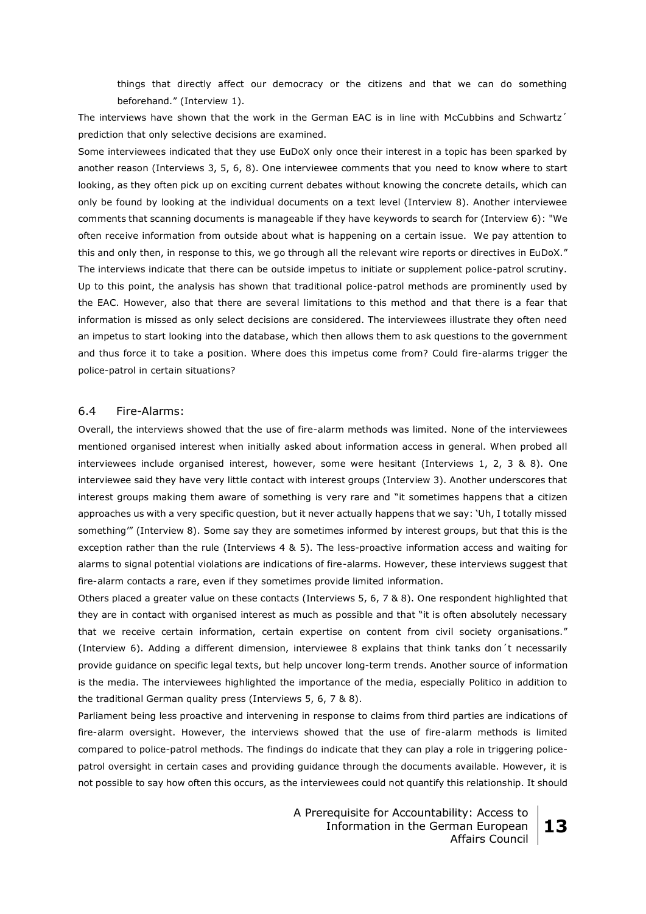things that directly affect our democracy or the citizens and that we can do something beforehand." (Interview 1).

The interviews have shown that the work in the German EAC is in line with McCubbins and Schwartz´ prediction that only selective decisions are examined.

Some interviewees indicated that they use EuDoX only once their interest in a topic has been sparked by another reason (Interviews 3, 5, 6, 8). One interviewee comments that you need to know where to start looking, as they often pick up on exciting current debates without knowing the concrete details, which can only be found by looking at the individual documents on a text level (Interview 8). Another interviewee comments that scanning documents is manageable if they have keywords to search for (Interview 6): "We often receive information from outside about what is happening on a certain issue. We pay attention to this and only then, in response to this, we go through all the relevant wire reports or directives in EuDoX." The interviews indicate that there can be outside impetus to initiate or supplement police-patrol scrutiny.

Up to this point, the analysis has shown that traditional police-patrol methods are prominently used by the EAC. However, also that there are several limitations to this method and that there is a fear that information is missed as only select decisions are considered. The interviewees illustrate they often need an impetus to start looking into the database, which then allows them to ask questions to the government and thus force it to take a position. Where does this impetus come from? Could fire-alarms trigger the police-patrol in certain situations?

## 6.4 Fire-Alarms:

Overall, the interviews showed that the use of fire-alarm methods was limited. None of the interviewees mentioned organised interest when initially asked about information access in general. When probed all interviewees include organised interest, however, some were hesitant (Interviews 1, 2, 3 & 8). One interviewee said they have very little contact with interest groups (Interview 3). Another underscores that interest groups making them aware of something is very rare and "it sometimes happens that a citizen approaches us with a very specific question, but it never actually happens that we say: 'Uh, I totally missed something'" (Interview 8). Some say they are sometimes informed by interest groups, but that this is the exception rather than the rule (Interviews 4 & 5). The less-proactive information access and waiting for alarms to signal potential violations are indications of fire-alarms. However, these interviews suggest that fire-alarm contacts a rare, even if they sometimes provide limited information.

Others placed a greater value on these contacts (Interviews 5, 6, 7 & 8). One respondent highlighted that they are in contact with organised interest as much as possible and that "it is often absolutely necessary that we receive certain information, certain expertise on content from civil society organisations." (Interview 6). Adding a different dimension, interviewee 8 explains that think tanks don´t necessarily provide guidance on specific legal texts, but help uncover long-term trends. Another source of information is the media. The interviewees highlighted the importance of the media, especially Politico in addition to the traditional German quality press (Interviews 5, 6, 7 & 8).

Parliament being less proactive and intervening in response to claims from third parties are indications of fire-alarm oversight. However, the interviews showed that the use of fire-alarm methods is limited compared to police-patrol methods. The findings do indicate that they can play a role in triggering police-patrol oversight in certain cases and providing guidance through the documents available. However, it is not possible to say how often this occurs, as the interviewees could not quantify this relationship. It should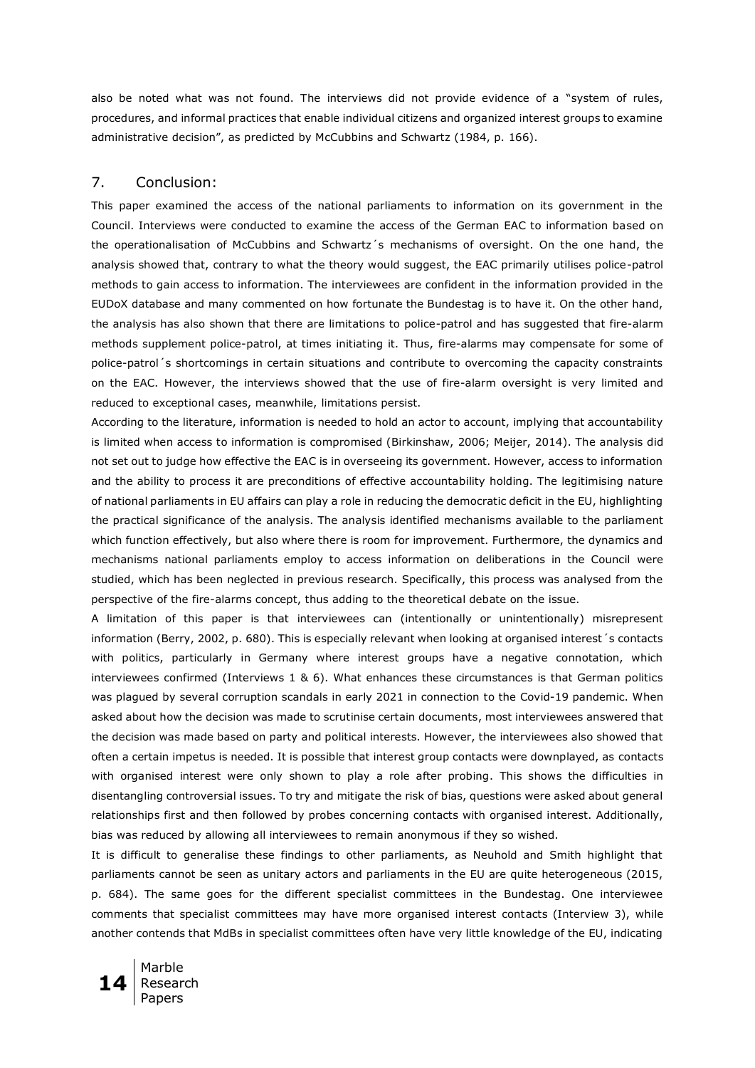also be noted what was not found. The interviews did not provide evidence of a "system of rules, procedures, and informal practices that enable individual citizens and organized interest groups to examine administrative decision", as predicted by McCubbins and Schwartz (1984, p. 166).

## 7. Conclusion:

This paper examined the access of the national parliaments to information on its government in the Council. Interviews were conducted to examine the access of the German EAC to information based on the operationalisation of McCubbins and Schwartz´s mechanisms of oversight. On the one hand, the analysis showed that, contrary to what the theory would suggest, the EAC primarily utilises police-patrol methods to gain access to information. The interviewees are confident in the information provided in the EUDoX database and many commented on how fortunate the Bundestag is to have it. On the other hand, the analysis has also shown that there are limitations to police-patrol and has suggested that fire-alarm methods supplement police-patrol, at times initiating it. Thus, fire-alarms may compensate for some of police-patrol´s shortcomings in certain situations and contribute to overcoming the capacity constraints on the EAC. However, the interviews showed that the use of fire-alarm oversight is very limited and reduced to exceptional cases, meanwhile, limitations persist.

According to the literature, information is needed to hold an actor to account, implying that accountability is limited when access to information is compromised (Birkinshaw, 2006; Meijer, 2014). The analysis did not set out to judge how effective the EAC is in overseeing its government. However, access to information and the ability to process it are preconditions of effective accountability holding. The legitimising nature of national parliaments in EU affairs can play a role in reducing the democratic deficit in the EU, highlighting the practical significance of the analysis. The analysis identified mechanisms available to the parliament which function effectively, but also where there is room for improvement. Furthermore, the dynamics and mechanisms national parliaments employ to access information on deliberations in the Council were studied, which has been neglected in previous research. Specifically, this process was analysed from the perspective of the fire-alarms concept, thus adding to the theoretical debate on the issue.

A limitation of this paper is that interviewees can (intentionally or unintentionally) misrepresent information (Berry, 2002, p. 680). This is especially relevant when looking at organised interest´s contacts with politics, particularly in Germany where interest groups have a negative connotation, which interviewees confirmed (Interviews 1 & 6). What enhances these circumstances is that German politics was plagued by several corruption scandals in early 2021 in connection to the Covid-19 pandemic. When asked about how the decision was made to scrutinise certain documents, most interviewees answered that the decision was made based on party and political interests. However, the interviewees also showed that often a certain impetus is needed. It is possible that interest group contacts were downplayed, as contacts with organised interest were only shown to play a role after probing. This shows the difficulties in disentangling controversial issues. To try and mitigate the risk of bias, questions were asked about general relationships first and then followed by probes concerning contacts with organised interest. Additionally, bias was reduced by allowing all interviewees to remain anonymous if they so wished.

It is difficult to generalise these findings to other parliaments, as Neuhold and Smith highlight that parliaments cannot be seen as unitary actors and parliaments in the EU are quite heterogeneous (2015, p. 684). The same goes for the different specialist committees in the Bundestag. One interviewee comments that specialist committees may have more organised interest contacts (Interview 3), while another contends that MdBs in specialist committees often have very little knowledge of the EU, indicating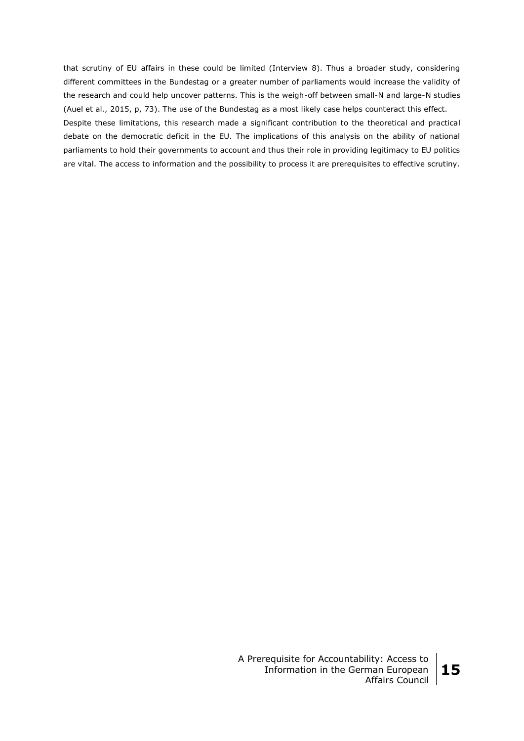that scrutiny of EU affairs in these could be limited (Interview 8). Thus a broader study, considering different committees in the Bundestag or a greater number of parliaments would increase the validity of the research and could help uncover patterns. This is the weigh-off between small-N and large-N studies (Auel et al., 2015, p, 73). The use of the Bundestag as a most likely case helps counteract this effect.

Despite these limitations, this research made a significant contribution to the theoretical and practical debate on the democratic deficit in the EU. The implications of this analysis on the ability of national parliaments to hold their governments to account and thus their role in providing legitimacy to EU politics are vital. The access to information and the possibility to process it are prerequisites to effective scrutiny.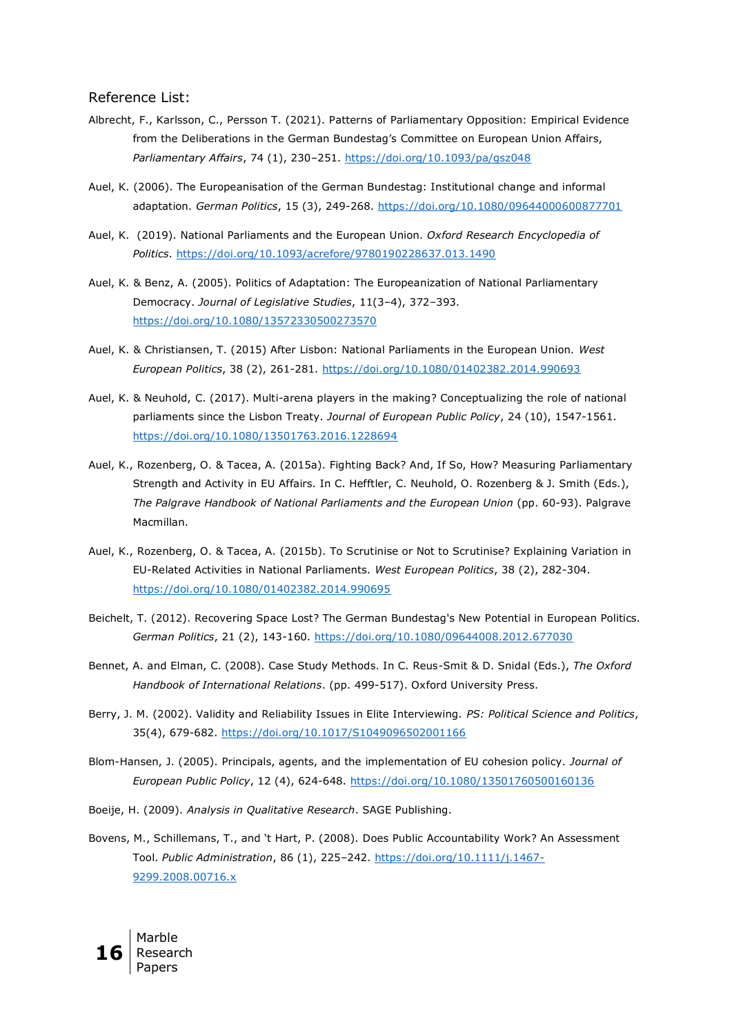Reference List:

Albrecht, F., Karlsson, C., Persson T. (2021). Patterns of Parliamentary Opposition: Empirical Evidence from the Deliberations in the German Bundestag's Committee on European Union Affairs, *Parliamentary Affairs*, 74 (1), 230–251. https://doi.org/10.1093/pa/gsz048

Auel, K. (2006). The Europeanisation of the German Bundestag: Institutional change and informal adaptation. *German Politics*, 15 (3), 249-268. https://doi.org/10.1080/09644000600877701

Auel, K. (2019). National Parliaments and the European Union. *Oxford Research Encyclopedia of Politics*. https://doi.org/10.1093/acrefore/9780190228637.013.1490

Auel, K. & Benz, A. (2005). Politics of Adaptation: The Europeanization of National Parliamentary Democracy. *Journal of Legislative Studies*, 11(3–4), 372–393. https://doi.org/10.1080/13572330500273570

Auel, K. & Christiansen, T. (2015) After Lisbon: National Parliaments in the European Union. *West European Politics*, 38 (2), 261-281. https://doi.org/10.1080/01402382.2014.990693

Auel, K. & Neuhold, C. (2017). Multi-arena players in the making? Conceptualizing the role of national parliaments since the Lisbon Treaty. *Journal of European Public Policy*, 24 (10), 1547-1561. https://doi.org/10.1080/13501763.2016.1228694

Auel, K., Rozenberg, O. & Tacea, A. (2015a). Fighting Back? And, If So, How? Measuring Parliamentary Strength and Activity in EU Affairs. In C. Hefftler, C. Neuhold, O. Rozenberg & J. Smith (Eds.), *The Palgrave Handbook of National Parliaments and the European Union* (pp. 60-93). Palgrave Macmillan.

Auel, K., Rozenberg, O. & Tacea, A. (2015b). To Scrutinise or Not to Scrutinise? Explaining Variation in EU-Related Activities in National Parliaments. *West European Politics*, 38 (2), 282-304. https://doi.org/10.1080/01402382.2014.990695

Beichelt, T. (2012). Recovering Space Lost? The German Bundestag's New Potential in European Politics. *German Politics*, 21 (2), 143-160. https://doi.org/10.1080/09644008.2012.677030

Bennet, A. and Elman, C. (2008). Case Study Methods. In C. Reus-Smit & D. Snidal (Eds.), *The Oxford Handbook of International Relations*. (pp. 499-517). Oxford University Press.

Berry, J. M. (2002). Validity and Reliability Issues in Elite Interviewing. *PS: Political Science and Politics*, 35(4), 679-682. https://doi.org/10.1017/S1049096502001166

Blom-Hansen, J. (2005). Principals, agents, and the implementation of EU cohesion policy. *Journal of European Public Policy*, 12 (4), 624-648. https://doi.org/10.1080/13501760500160136

Boeije, H. (2009). *Analysis in Qualitative Research*. SAGE Publishing.

Bovens, M., Schillemans, T., and 't Hart, P. (2008). Does Public Accountability Work? An Assessment Tool. *Public Administration*, 86 (1), 225–242. https://doi.org/10.1111/j.1467-9299.2008.00716.x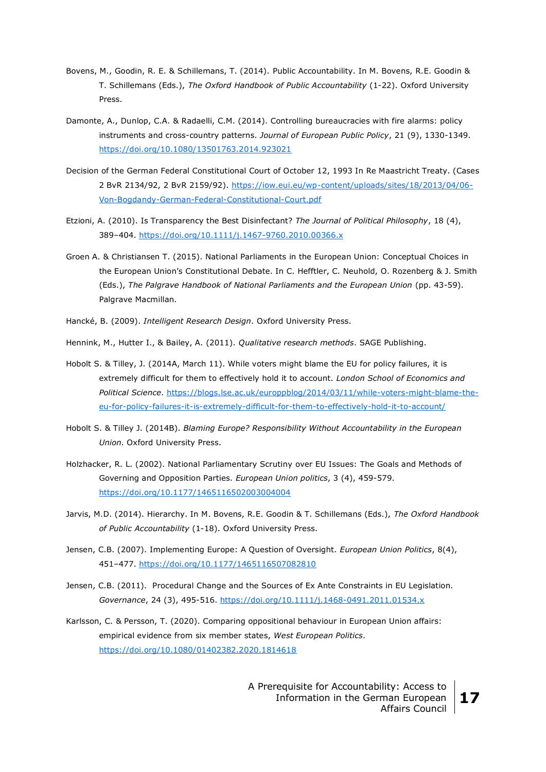Bovens, M., Goodin, R. E. & Schillemans, T. (2014). Public Accountability. In M. Bovens, R.E. Goodin & T. Schillemans (Eds.), *The Oxford Handbook of Public Accountability* (1-22). Oxford University Press.

Damonte, A., Dunlop, C.A. & Radaelli, C.M. (2014). Controlling bureaucracies with fire alarms: policy instruments and cross-country patterns. *Journal of European Public Policy*, 21 (9), 1330-1349. https://doi.org/10.1080/13501763.2014.923021

Decision of the German Federal Constitutional Court of October 12, 1993 In Re Maastricht Treaty. (Cases 2 BvR 2134/92, 2 BvR 2159/92). https://iow.eui.eu/wp-content/uploads/sites/18/2013/04/06-Von-Bogdandy-German-Federal-Constitutional-Court.pdf

Etzioni, A. (2010). Is Transparency the Best Disinfectant? *The Journal of Political Philosophy*, 18 (4), 389–404. https://doi.org/10.1111/j.1467-9760.2010.00366.x

Groen A. & Christiansen T. (2015). National Parliaments in the European Union: Conceptual Choices in the European Union's Constitutional Debate. In C. Hefftler, C. Neuhold, O. Rozenberg & J. Smith (Eds.), *The Palgrave Handbook of National Parliaments and the European Union* (pp. 43-59). Palgrave Macmillan.

Hancké, B. (2009). *Intelligent Research Design*. Oxford University Press.

Hennink, M., Hutter I., & Bailey, A. (2011). *Qualitative research methods*. SAGE Publishing.

Hobolt S. & Tilley, J. (2014A, March 11). While voters might blame the EU for policy failures, it is extremely difficult for them to effectively hold it to account. *London School of Economics and Political Science*. https://blogs.lse.ac.uk/europpblog/2014/03/11/while-voters-might-blame-the-eu-for-policy-failures-it-is-extremely-difficult-for-them-to-effectively-hold-it-to-account/

Hobolt S. & Tilley J. (2014B). *Blaming Europe? Responsibility Without Accountability in the European Union*. Oxford University Press.

Holzhacker, R. L. (2002). National Parliamentary Scrutiny over EU Issues: The Goals and Methods of Governing and Opposition Parties. *European Union politics*, 3 (4), 459-579. https://doi.org/10.1177/1465116502003004004

Jarvis, M.D. (2014). Hierarchy. In M. Bovens, R.E. Goodin & T. Schillemans (Eds.), *The Oxford Handbook of Public Accountability* (1-18). Oxford University Press.

Jensen, C.B. (2007). Implementing Europe: A Question of Oversight. *European Union Politics*, 8(4), 451–477. https://doi.org/10.1177/1465116507082810

Jensen, C.B. (2011). Procedural Change and the Sources of Ex Ante Constraints in EU Legislation. *Governance*, 24 (3), 495-516. https://doi.org/10.1111/j.1468-0491.2011.01534.x

Karlsson, C. & Persson, T. (2020). Comparing oppositional behaviour in European Union affairs: empirical evidence from six member states, *West European Politics*. https://doi.org/10.1080/01402382.2020.1814618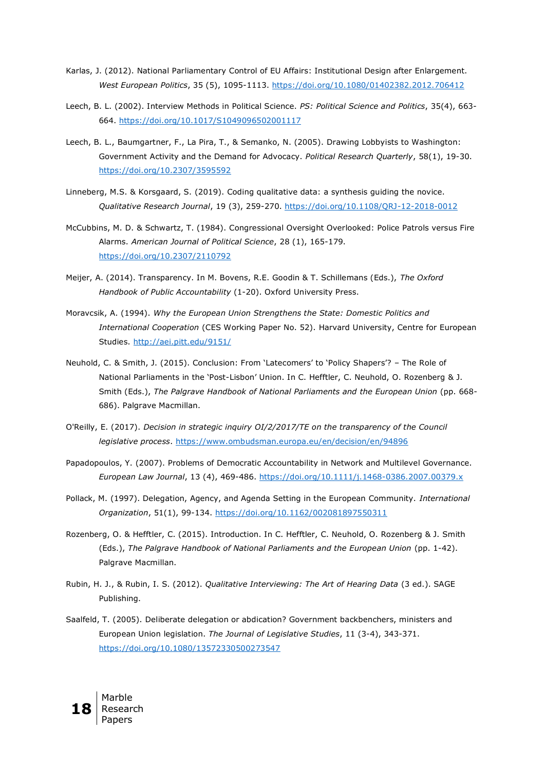Karlas, J. (2012). National Parliamentary Control of EU Affairs: Institutional Design after Enlargement. *West European Politics*, 35 (5), 1095-1113. https://doi.org/10.1080/01402382.2012.706412

Leech, B. L. (2002). Interview Methods in Political Science. *PS: Political Science and Politics*, 35(4), 663-664. https://doi.org/10.1017/S1049096502001117

Leech, B. L., Baumgartner, F., La Pira, T., & Semanko, N. (2005). Drawing Lobbyists to Washington: Government Activity and the Demand for Advocacy. *Political Research Quarterly*, 58(1), 19-30. https://doi.org/10.2307/3595592

Linneberg, M.S. & Korsgaard, S. (2019). Coding qualitative data: a synthesis guiding the novice. *Qualitative Research Journal*, 19 (3), 259-270. https://doi.org/10.1108/QRJ-12-2018-0012

McCubbins, M. D. & Schwartz, T. (1984). Congressional Oversight Overlooked: Police Patrols versus Fire Alarms. *American Journal of Political Science*, 28 (1), 165-179. https://doi.org/10.2307/2110792

Meijer, A. (2014). Transparency. In M. Bovens, R.E. Goodin & T. Schillemans (Eds.), *The Oxford Handbook of Public Accountability* (1-20). Oxford University Press.

Moravcsik, A. (1994). *Why the European Union Strengthens the State: Domestic Politics and International Cooperation* (CES Working Paper No. 52). Harvard University, Centre for European Studies. http://aei.pitt.edu/9151/

Neuhold, C. & Smith, J. (2015). Conclusion: From 'Latecomers' to 'Policy Shapers'? – The Role of National Parliaments in the 'Post-Lisbon' Union. In C. Hefftler, C. Neuhold, O. Rozenberg & J. Smith (Eds.), *The Palgrave Handbook of National Parliaments and the European Union* (pp. 668-686). Palgrave Macmillan.

O'Reilly, E. (2017). *Decision in strategic inquiry OI/2/2017/TE on the transparency of the Council legislative process*. https://www.ombudsman.europa.eu/en/decision/en/94896

Papadopoulos, Y. (2007). Problems of Democratic Accountability in Network and Multilevel Governance. *European Law Journal*, 13 (4), 469-486. https://doi.org/10.1111/j.1468-0386.2007.00379.x

Pollack, M. (1997). Delegation, Agency, and Agenda Setting in the European Community. *International Organization*, 51(1), 99-134. https://doi.org/10.1162/002081897550311

Rozenberg, O. & Hefftler, C. (2015). Introduction. In C. Hefftler, C. Neuhold, O. Rozenberg & J. Smith (Eds.), *The Palgrave Handbook of National Parliaments and the European Union* (pp. 1-42). Palgrave Macmillan.

Rubin, H. J., & Rubin, I. S. (2012). *Qualitative Interviewing: The Art of Hearing Data* (3 ed.). SAGE Publishing.

Saalfeld, T. (2005). Deliberate delegation or abdication? Government backbenchers, ministers and European Union legislation. *The Journal of Legislative Studies*, 11 (3-4), 343-371. https://doi.org/10.1080/13572330500273547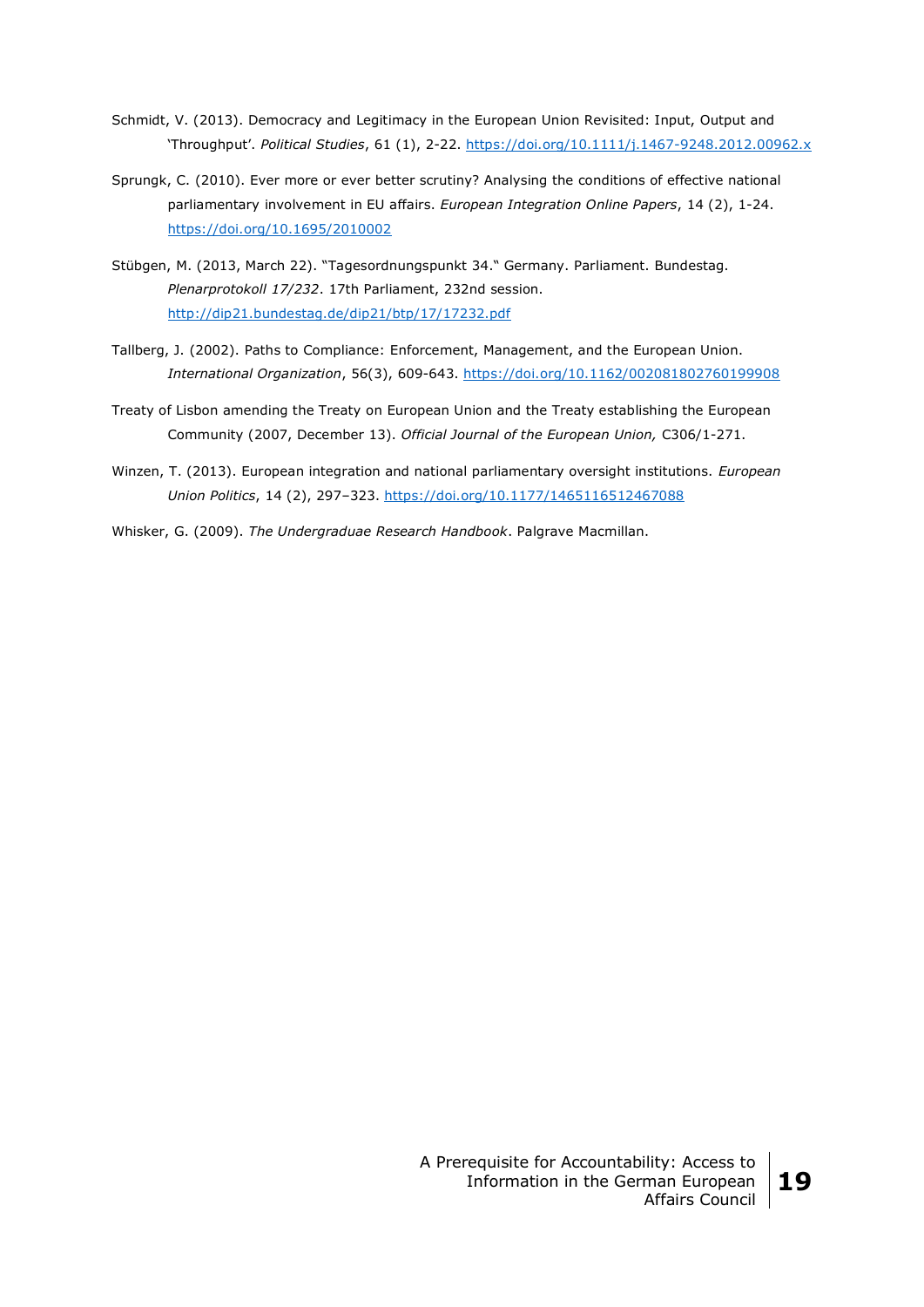Schmidt, V. (2013). Democracy and Legitimacy in the European Union Revisited: Input, Output and 'Throughput'. *Political Studies*, 61 (1), 2-22. https://doi.org/10.1111/j.1467-9248.2012.00962.x

Sprungk, C. (2010). Ever more or ever better scrutiny? Analysing the conditions of effective national parliamentary involvement in EU affairs. *European Integration Online Papers*, 14 (2), 1-24. https://doi.org/10.1695/2010002

Stübgen, M. (2013, March 22). "Tagesordnungspunkt 34." Germany. Parliament. Bundestag. *Plenarprotokoll 17/232*. 17th Parliament, 232nd session. http://dip21.bundestag.de/dip21/btp/17/17232.pdf

Tallberg, J. (2002). Paths to Compliance: Enforcement, Management, and the European Union. *International Organization*, 56(3), 609-643. https://doi.org/10.1162/002081802760199908

Treaty of Lisbon amending the Treaty on European Union and the Treaty establishing the European Community (2007, December 13). *Official Journal of the European Union,* C306/1-271.

Winzen, T. (2013). European integration and national parliamentary oversight institutions. *European Union Politics*, 14 (2), 297–323. https://doi.org/10.1177/1465116512467088

Whisker, G. (2009). *The Undergraduae Research Handbook*. Palgrave Macmillan.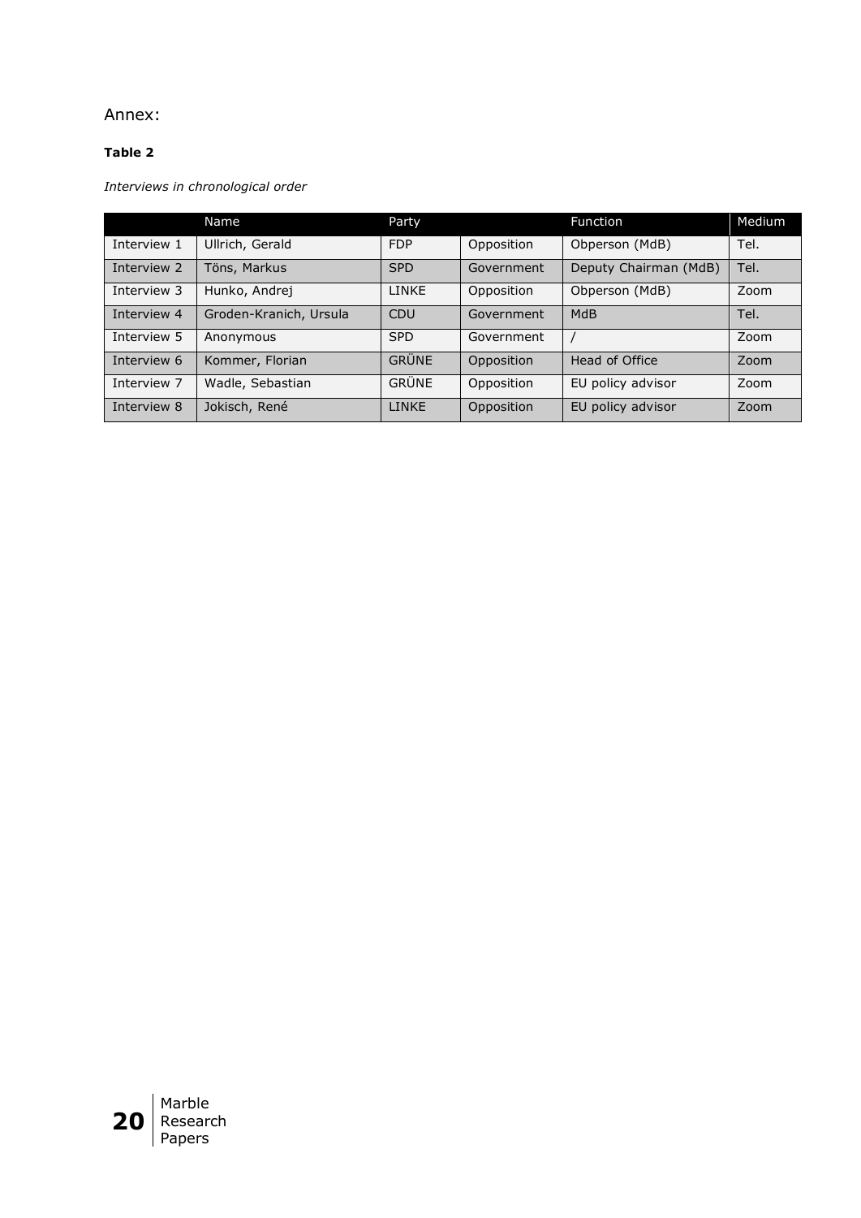Annex:

**Table 2**

*Interviews in chronological order*

| | Name | Party | | Function | Medium |
|---|---|---|---|---|---|
| Interview 1 | Ullrich, Gerald | FDP | Opposition | Obperson (MdB) | Tel. |
| Interview 2 | Töns, Markus | SPD | Government | Deputy Chairman (MdB) | Tel. |
| Interview 3 | Hunko, Andrej | LINKE | Opposition | Obperson (MdB) | Zoom |
| Interview 4 | Groden-Kranich, Ursula | CDU | Government | MdB | Tel. |
| Interview 5 | Anonymous | SPD | Government | / | Zoom |
| Interview 6 | Kommer, Florian | GRÜNE | Opposition | Head of Office | Zoom |
| Interview 7 | Wadle, Sebastian | GRÜNE | Opposition | EU policy advisor | Zoom |
| Interview 8 | Jokisch, René | LINKE | Opposition | EU policy advisor | Zoom |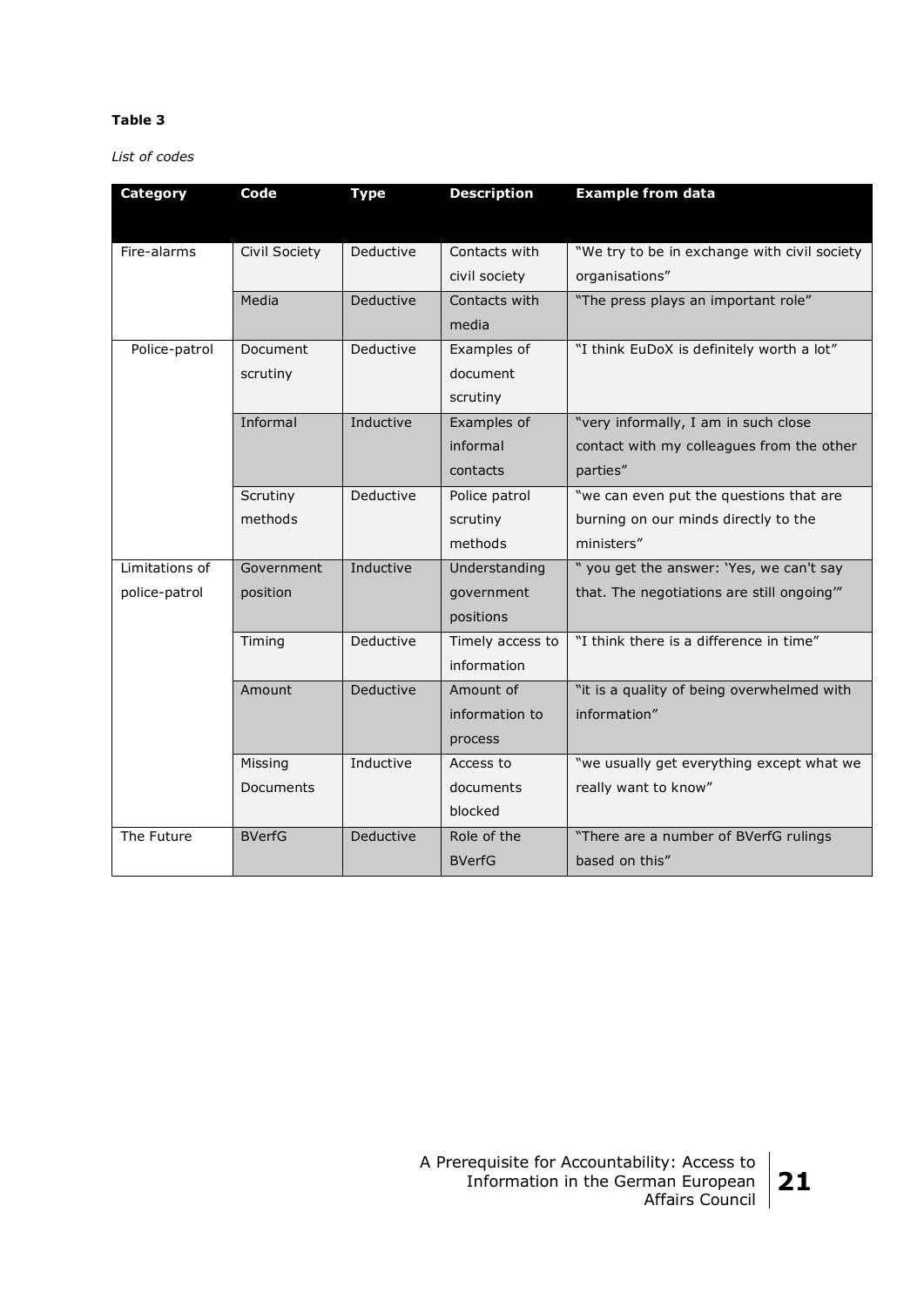**Table 3**

*List of codes*

| Category | Code | Type | Description | Example from data |
|---|---|---|---|---|
| Fire-alarms | Civil Society | Deductive | Contacts with civil society | "We try to be in exchange with civil society organisations" |
| | Media | Deductive | Contacts with media | "The press plays an important role" |
| Police-patrol | Document scrutiny | Deductive | Examples of document scrutiny | "I think EuDoX is definitely worth a lot" |
| | Informal | Inductive | Examples of informal contacts | "very informally, I am in such close contact with my colleagues from the other parties" |
| | Scrutiny methods | Deductive | Police patrol scrutiny methods | "we can even put the questions that are burning on our minds directly to the ministers" |
| Limitations of police-patrol | Government position | Inductive | Understanding government positions | " you get the answer: 'Yes, we can't say that. The negotiations are still ongoing'" |
| | Timing | Deductive | Timely access to information | "I think there is a difference in time" |
| | Amount | Deductive | Amount of information to process | "it is a quality of being overwhelmed with information" |
| | Missing Documents | Inductive | Access to documents blocked | "we usually get everything except what we really want to know" |
| The Future | BVerfG | Deductive | Role of the BVerfG | "There are a number of BVerfG rulings based on this" |